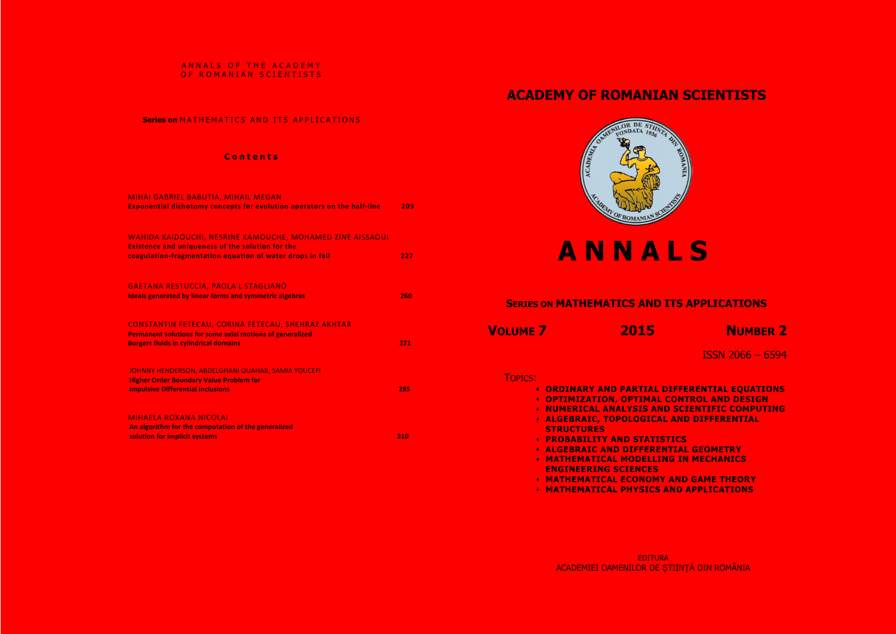ANNALS OF THE ACADEMY OF ROMANIAN SCIENTISTS

**Series on** MATHEMATICS AND ITS APPLICATIONS

**Contents**

| | |
|---|---|
| MIHAI GABRIEL BABUTIA, MIHAIL MEGAN<br>**Exponential dichotomy concepts for evolution operators on the half-line** | **209** |
| WAHIDA KAIDOUCHI, NESRINE KAMOUCHE, MOHAMED ZINE AISSAOUI<br>**Existence and uniqueness of the solution for the coagulation-fragmentation equation of water drops in fall** | **227** |
| GAETANA RESTUCCIA, PAOLA L STAGLIANÒ<br>**Ideals generated by linear forms and symmetric algebras** | **260** |
| CONSTANTIN FETECAU, CORINA FETECAU, SHEHRAZ AKHTAR<br>**Permanent solutions for some axial motions of generalized Burgers fluids in cylindrical domains** | **271** |
| JOHNNY HENDERSON, ABDELGHANI OUAHAB, SAMIA YOUCEFI<br>**Higher Order Boundary Value Problem for Impulsive Differential Inclusions** | **285** |
| MIHAELA ROXANA NICOLAI<br>**An algorithm for the computation of the generalized solution for implicit systems** | **310** |

# ACADEMY OF ROMANIAN SCIENTISTS

# ANNALS

## SERIES ON MATHEMATICS AND ITS APPLICATIONS

**VOLUME 7** **2015** **NUMBER 2**

ISSN 2066 – 6594

TOPICS:

- **ORDINARY AND PARTIAL DIFFERENTIAL EQUATIONS**
- **OPTIMIZATION, OPTIMAL CONTROL AND DESIGN**
- **NUMERICAL ANALYSIS AND SCIENTIFIC COMPUTING**
- **ALGEBRAIC, TOPOLOGICAL AND DIFFERENTIAL STRUCTURES**
- **PROBABILITY AND STATISTICS**
- **ALGEBRAIC AND DIFFERENTIAL GEOMETRY**
- **MATHEMATICAL MODELLING IN MECHANICS ENGINEERING SCIENCES**
- **MATHEMATICAL ECONOMY AND GAME THEORY**
- **MATHEMATICAL PHYSICS AND APPLICATIONS**

EDITURA
ACADEMIEI OAMENILOR DE ȘTIINȚĂ DIN ROMÂNIA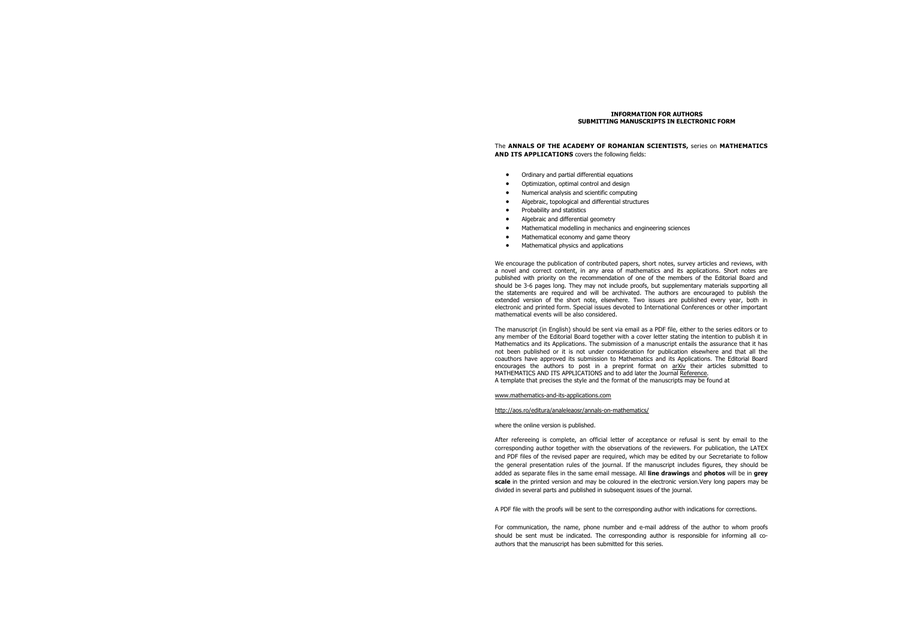**INFORMATION FOR AUTHORS**
**SUBMITTING MANUSCRIPTS IN ELECTRONIC FORM**

The **ANNALS OF THE ACADEMY OF ROMANIAN SCIENTISTS,** series on **MATHEMATICS AND ITS APPLICATIONS** covers the following fields:

- Ordinary and partial differential equations
- Optimization, optimal control and design
- Numerical analysis and scientific computing
- Algebraic, topological and differential structures
- Probability and statistics
- Algebraic and differential geometry
- Mathematical modelling in mechanics and engineering sciences
- Mathematical economy and game theory
- Mathematical physics and applications

We encourage the publication of contributed papers, short notes, survey articles and reviews, with a novel and correct content, in any area of mathematics and its applications. Short notes are published with priority on the recommendation of one of the members of the Editorial Board and should be 3-6 pages long. They may not include proofs, but supplementary materials supporting all the statements are required and will be archivated. The authors are encouraged to publish the extended version of the short note, elsewhere. Two issues are published every year, both in electronic and printed form. Special issues devoted to International Conferences or other important mathematical events will be also considered.

The manuscript (in English) should be sent via email as a PDF file, either to the series editors or to any member of the Editorial Board together with a cover letter stating the intention to publish it in Mathematics and its Applications. The submission of a manuscript entails the assurance that it has not been published or it is not under consideration for publication elsewhere and that all the coauthors have approved its submission to Mathematics and its Applications. The Editorial Board encourages the authors to post in a preprint format on arXiv their articles submitted to MATHEMATICS AND ITS APPLICATIONS and to add later the Journal Reference.
A template that precises the style and the format of the manuscripts may be found at

www.mathematics-and-its-applications.com

http://aos.ro/editura/analeleaosr/annals-on-mathematics/

where the online version is published.

After refereeing is complete, an official letter of acceptance or refusal is sent by email to the corresponding author together with the observations of the reviewers. For publication, the LATEX and PDF files of the revised paper are required, which may be edited by our Secretariate to follow the general presentation rules of the journal. If the manuscript includes figures, they should be added as separate files in the same email message. All **line drawings** and **photos** will be in **grey scale** in the printed version and may be coloured in the electronic version.Very long papers may be divided in several parts and published in subsequent issues of the journal.

A PDF file with the proofs will be sent to the corresponding author with indications for corrections.

For communication, the name, phone number and e-mail address of the author to whom proofs should be sent must be indicated. The corresponding author is responsible for informing all co-authors that the manuscript has been submitted for this series.